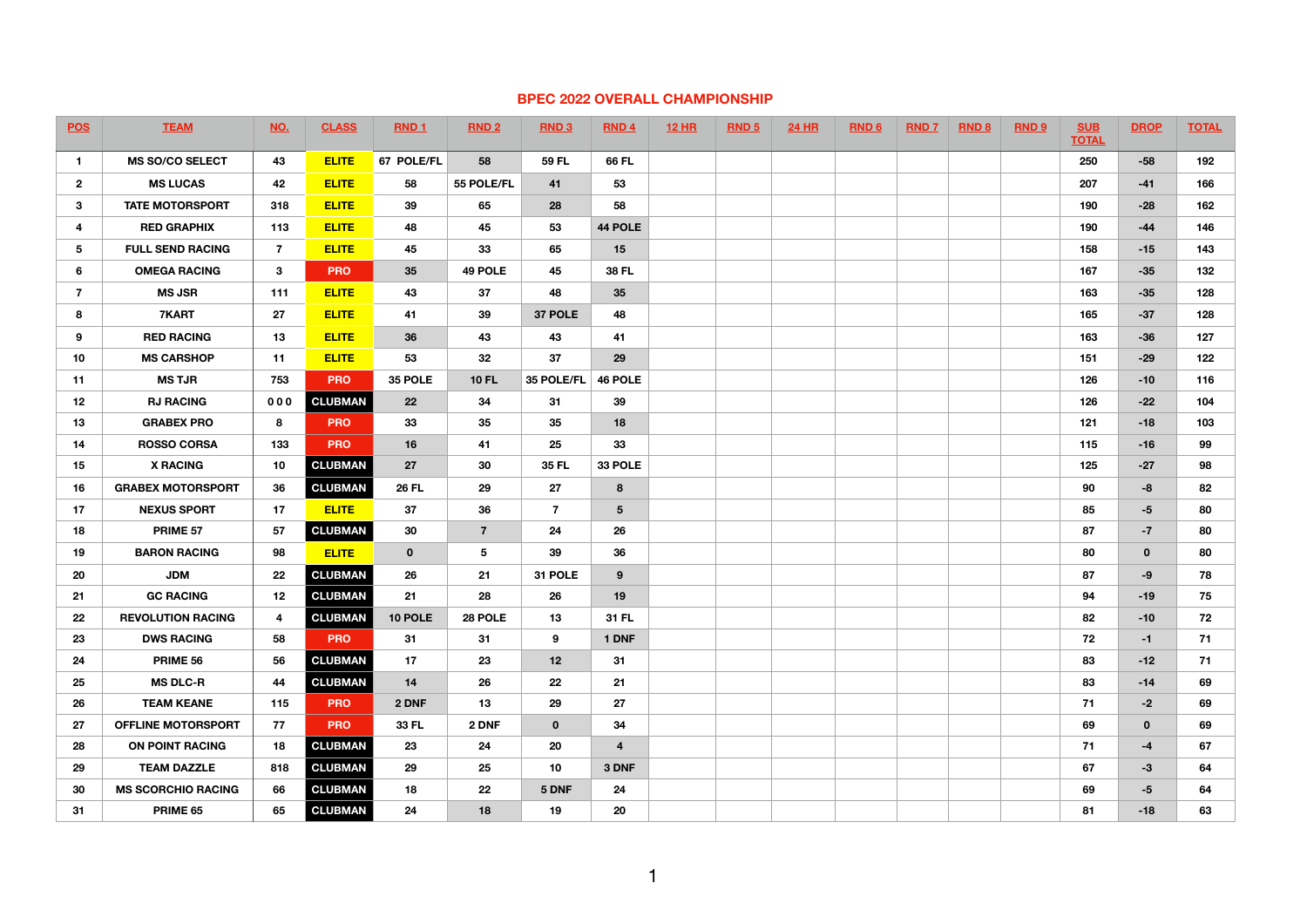## BPEC 2022 OVERALL CHAMPIONSHIP

| POS | TEAM | NO. | CLASS | RND 1 | RND 2 | RND 3 | RND 4 | 12 HR | RND 5 | 24 HR | RND 6 | RND 7 | RND 8 | RND 9 | SUB TOTAL | DROP | TOTAL |
|---|---|---|---|---|---|---|---|---|---|---|---|---|---|---|---|---|---|
| 1 | MS SO/CO SELECT | 43 | ELITE | 67 POLE/FL | 58 | 59 FL | 66 FL | | | | | | | | 250 | -58 | 192 |
| 2 | MS LUCAS | 42 | ELITE | 58 | 55 POLE/FL | 41 | 53 | | | | | | | | 207 | -41 | 166 |
| 3 | TATE MOTORSPORT | 318 | ELITE | 39 | 65 | 28 | 58 | | | | | | | | 190 | -28 | 162 |
| 4 | RED GRAPHIX | 113 | ELITE | 48 | 45 | 53 | 44 POLE | | | | | | | | 190 | -44 | 146 |
| 5 | FULL SEND RACING | 7 | ELITE | 45 | 33 | 65 | 15 | | | | | | | | 158 | -15 | 143 |
| 6 | OMEGA RACING | 3 | PRO | 35 | 49 POLE | 45 | 38 FL | | | | | | | | 167 | -35 | 132 |
| 7 | MS JSR | 111 | ELITE | 43 | 37 | 48 | 35 | | | | | | | | 163 | -35 | 128 |
| 8 | 7KART | 27 | ELITE | 41 | 39 | 37 POLE | 48 | | | | | | | | 165 | -37 | 128 |
| 9 | RED RACING | 13 | ELITE | 36 | 43 | 43 | 41 | | | | | | | | 163 | -36 | 127 |
| 10 | MS CARSHOP | 11 | ELITE | 53 | 32 | 37 | 29 | | | | | | | | 151 | -29 | 122 |
| 11 | MS TJR | 753 | PRO | 35 POLE | 10 FL | 35 POLE/FL | 46 POLE | | | | | | | | 126 | -10 | 116 |
| 12 | RJ RACING | 000 | CLUBMAN | 22 | 34 | 31 | 39 | | | | | | | | 126 | -22 | 104 |
| 13 | GRABEX PRO | 8 | PRO | 33 | 35 | 35 | 18 | | | | | | | | 121 | -18 | 103 |
| 14 | ROSSO CORSA | 133 | PRO | 16 | 41 | 25 | 33 | | | | | | | | 115 | -16 | 99 |
| 15 | X RACING | 10 | CLUBMAN | 27 | 30 | 35 FL | 33 POLE | | | | | | | | 125 | -27 | 98 |
| 16 | GRABEX MOTORSPORT | 36 | CLUBMAN | 26 FL | 29 | 27 | 8 | | | | | | | | 90 | -8 | 82 |
| 17 | NEXUS SPORT | 17 | ELITE | 37 | 36 | 7 | 5 | | | | | | | | 85 | -5 | 80 |
| 18 | PRIME 57 | 57 | CLUBMAN | 30 | 7 | 24 | 26 | | | | | | | | 87 | -7 | 80 |
| 19 | BARON RACING | 98 | ELITE | 0 | 5 | 39 | 36 | | | | | | | | 80 | 0 | 80 |
| 20 | JDM | 22 | CLUBMAN | 26 | 21 | 31 POLE | 9 | | | | | | | | 87 | -9 | 78 |
| 21 | GC RACING | 12 | CLUBMAN | 21 | 28 | 26 | 19 | | | | | | | | 94 | -19 | 75 |
| 22 | REVOLUTION RACING | 4 | CLUBMAN | 10 POLE | 28 POLE | 13 | 31 FL | | | | | | | | 82 | -10 | 72 |
| 23 | DWS RACING | 58 | PRO | 31 | 31 | 9 | 1 DNF | | | | | | | | 72 | -1 | 71 |
| 24 | PRIME 56 | 56 | CLUBMAN | 17 | 23 | 12 | 31 | | | | | | | | 83 | -12 | 71 |
| 25 | MS DLC-R | 44 | CLUBMAN | 14 | 26 | 22 | 21 | | | | | | | | 83 | -14 | 69 |
| 26 | TEAM KEANE | 115 | PRO | 2 DNF | 13 | 29 | 27 | | | | | | | | 71 | -2 | 69 |
| 27 | OFFLINE MOTORSPORT | 77 | PRO | 33 FL | 2 DNF | 0 | 34 | | | | | | | | 69 | 0 | 69 |
| 28 | ON POINT RACING | 18 | CLUBMAN | 23 | 24 | 20 | 4 | | | | | | | | 71 | -4 | 67 |
| 29 | TEAM DAZZLE | 818 | CLUBMAN | 29 | 25 | 10 | 3 DNF | | | | | | | | 67 | -3 | 64 |
| 30 | MS SCORCHIO RACING | 66 | CLUBMAN | 18 | 22 | 5 DNF | 24 | | | | | | | | 69 | -5 | 64 |
| 31 | PRIME 65 | 65 | CLUBMAN | 24 | 18 | 19 | 20 | | | | | | | | 81 | -18 | 63 |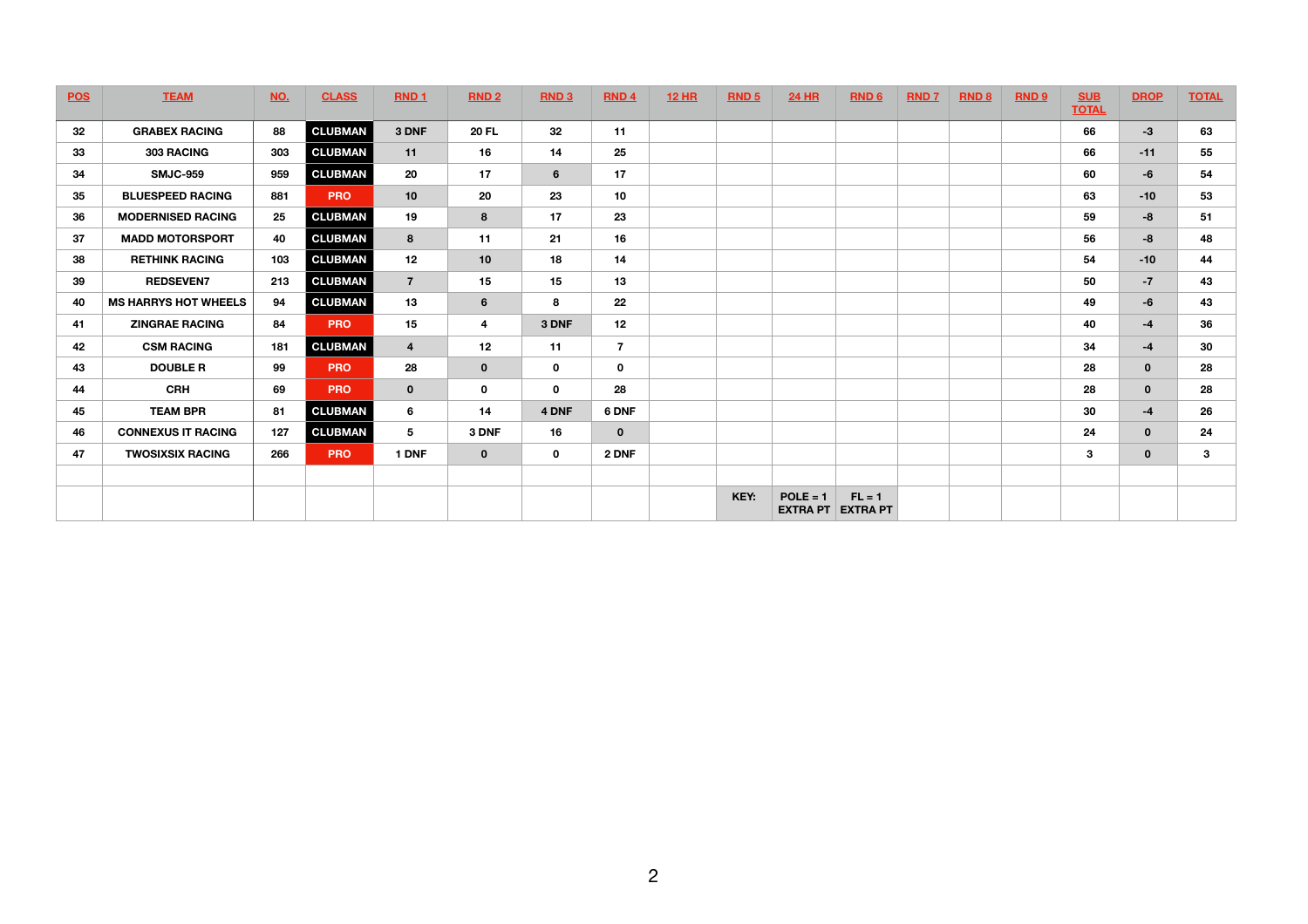| POS | TEAM | NO. | CLASS | RND 1 | RND 2 | RND 3 | RND 4 | 12 HR | RND 5 | 24 HR | RND 6 | RND 7 | RND 8 | RND 9 | SUB TOTAL | DROP | TOTAL |
|---|---|---|---|---|---|---|---|---|---|---|---|---|---|---|---|---|---|
| 32 | GRABEX RACING | 88 | CLUBMAN | 3 DNF | 20 FL | 32 | 11 | | | | | | | | 66 | -3 | 63 |
| 33 | 303 RACING | 303 | CLUBMAN | 11 | 16 | 14 | 25 | | | | | | | | 66 | -11 | 55 |
| 34 | SMJC-959 | 959 | CLUBMAN | 20 | 17 | 6 | 17 | | | | | | | | 60 | -6 | 54 |
| 35 | BLUESPEED RACING | 881 | PRO | 10 | 20 | 23 | 10 | | | | | | | | 63 | -10 | 53 |
| 36 | MODERNISED RACING | 25 | CLUBMAN | 19 | 8 | 17 | 23 | | | | | | | | 59 | -8 | 51 |
| 37 | MADD MOTORSPORT | 40 | CLUBMAN | 8 | 11 | 21 | 16 | | | | | | | | 56 | -8 | 48 |
| 38 | RETHINK RACING | 103 | CLUBMAN | 12 | 10 | 18 | 14 | | | | | | | | 54 | -10 | 44 |
| 39 | REDSEVEN7 | 213 | CLUBMAN | 7 | 15 | 15 | 13 | | | | | | | | 50 | -7 | 43 |
| 40 | MS HARRYS HOT WHEELS | 94 | CLUBMAN | 13 | 6 | 8 | 22 | | | | | | | | 49 | -6 | 43 |
| 41 | ZINGRAE RACING | 84 | PRO | 15 | 4 | 3 DNF | 12 | | | | | | | | 40 | -4 | 36 |
| 42 | CSM RACING | 181 | CLUBMAN | 4 | 12 | 11 | 7 | | | | | | | | 34 | -4 | 30 |
| 43 | DOUBLE R | 99 | PRO | 28 | 0 | 0 | 0 | | | | | | | | 28 | 0 | 28 |
| 44 | CRH | 69 | PRO | 0 | 0 | 0 | 28 | | | | | | | | 28 | 0 | 28 |
| 45 | TEAM BPR | 81 | CLUBMAN | 6 | 14 | 4 DNF | 6 DNF | | | | | | | | 30 | -4 | 26 |
| 46 | CONNEXUS IT RACING | 127 | CLUBMAN | 5 | 3 DNF | 16 | 0 | | | | | | | | 24 | 0 | 24 |
| 47 | TWOSIXSIX RACING | 266 | PRO | 1 DNF | 0 | 0 | 2 DNF | | | | | | | | 3 | 0 | 3 |
| | | | | | | | | | | | | | | | | | |
| | | | | | | | | | KEY: | POLE = 1 EXTRA PT | FL = 1 EXTRA PT | | | | | | |